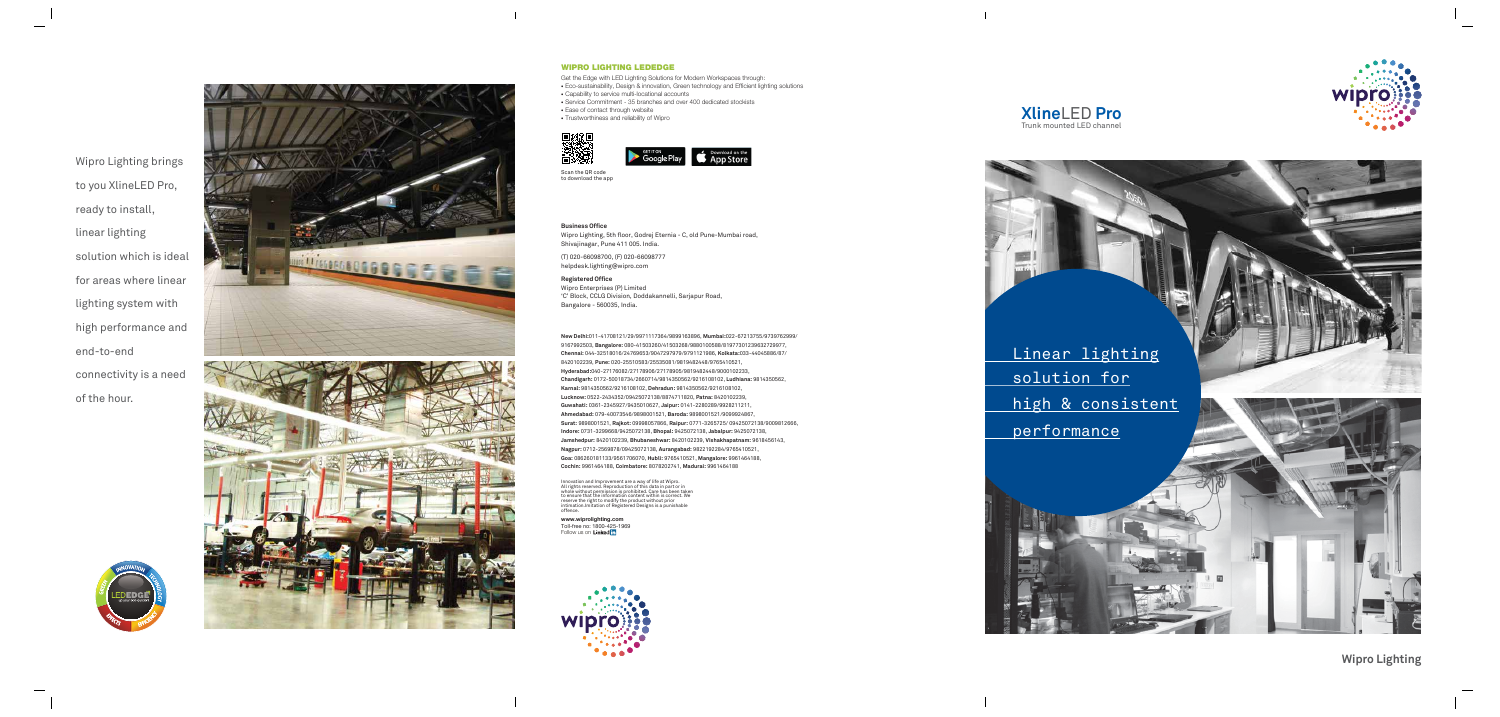Wipro Lighting brings to you XlineLED Pro, ready to install, linear lighting solution which is ideal for areas where linear lighting system with high performance and end-to-end connectivity is a need of the hour.

## WIPRO LIGHTING LEDEDGE

Get the Edge with LED Lighting Solutions for Modern Workspaces through:

- Eco-sustainability, Design & innovation, Green technology and Efficient lighting solutions
- Capability to service multi-locational accounts
- Service Commitment - 35 branches and over 400 dedicated stockists
- Ease of contact through website
- Trustworthiness and reliability of Wipro

Scan the QR code to download the app

GET IT ON Google Play | Download on the App Store

**Business Office**
Wipro Lighting, 5th floor, Godrej Eternia - C, old Pune-Mumbai road, Shivajinagar, Pune 411 005. India.

(T) 020-66098700, (F) 020-66098777
helpdesk.lighting@wipro.com

**Registered Office**
Wipro Enterprises (P) Limited
'C' Block, CCLG Division, Doddakannelli, Sarjapur Road, Bangalore - 560035, India.

**New Delhi:** 011-41708121/29/9971117364/9899163896, **Mumbai:** 022-67213755/9739762999/9167992503, **Bangalore:** 080-41503260/41503268/9880100588/8197730123963272997 7, **Chennai:** 044-32518016/24769653/9047297979/9791121986, **Kolkata:** 033-44045886/87/8420102239, **Pune:** 020-25510593/25535081/9819482448/9765410521, **Hyderabad:** 040-27176082/27178906/27178905/9819482448/9000102233, **Chandigarh:** 0172-5001873/4/2660714/9814350562/9216108102, **Ludhiana:** 9814350562, **Karnal:** 9814350562/9216108102, **Dehradun:** 9814350562/9216108102, **Lucknow:** 0522-2434352/09425072138/8874711820, **Patna:** 8420102239, **Guwahati:** 0361-2345927/9435010627, **Jaipur:** 0141-2280389/9928211211, **Ahmedabad:** 079-40073546/9898001521, **Baroda:** 9898001521/9099024867, **Surat:** 9898001521, **Rajkot:** 09998057866, **Raipur:** 0771-3265725/ 09425072138/9009812666, **Indore:** 0731-3299668/9425072138, **Bhopal:** 9425072138, **Jabalpur:** 9425072138, **Jamshedpur:** 8420102239, **Bhubaneshwar:** 8420102239, **Vishakhapatnam:** 9618456143, **Nagpur:** 0712-2569878/09425072138, **Aurangabad:** 9822192284/9765410521, **Goa:** 08626018133/9561706070, **Hubli:** 9765410521, **Mangalore:** 9961464188, **Cochin:** 9961464188, **Coimbatore:** 8078202741, **Madurai:** 9961464188

Innovation and Improvement are a way of life at Wipro. All rights reserved. Reproduction of this data in part or in whole without permission is prohibited. Care has been taken to ensure that the information content within is correct. We reserve the right to modify the product without prior information. Imitation of Registered Designs is a punishable offence.

**www.wiprolighting.com**
Toll-free no: 1800-425-1969
Follow us on LinkedIn

# XlineLED Pro

Trunk mounted LED channel

## Linear lighting solution for high & consistent performance

**Wipro Lighting**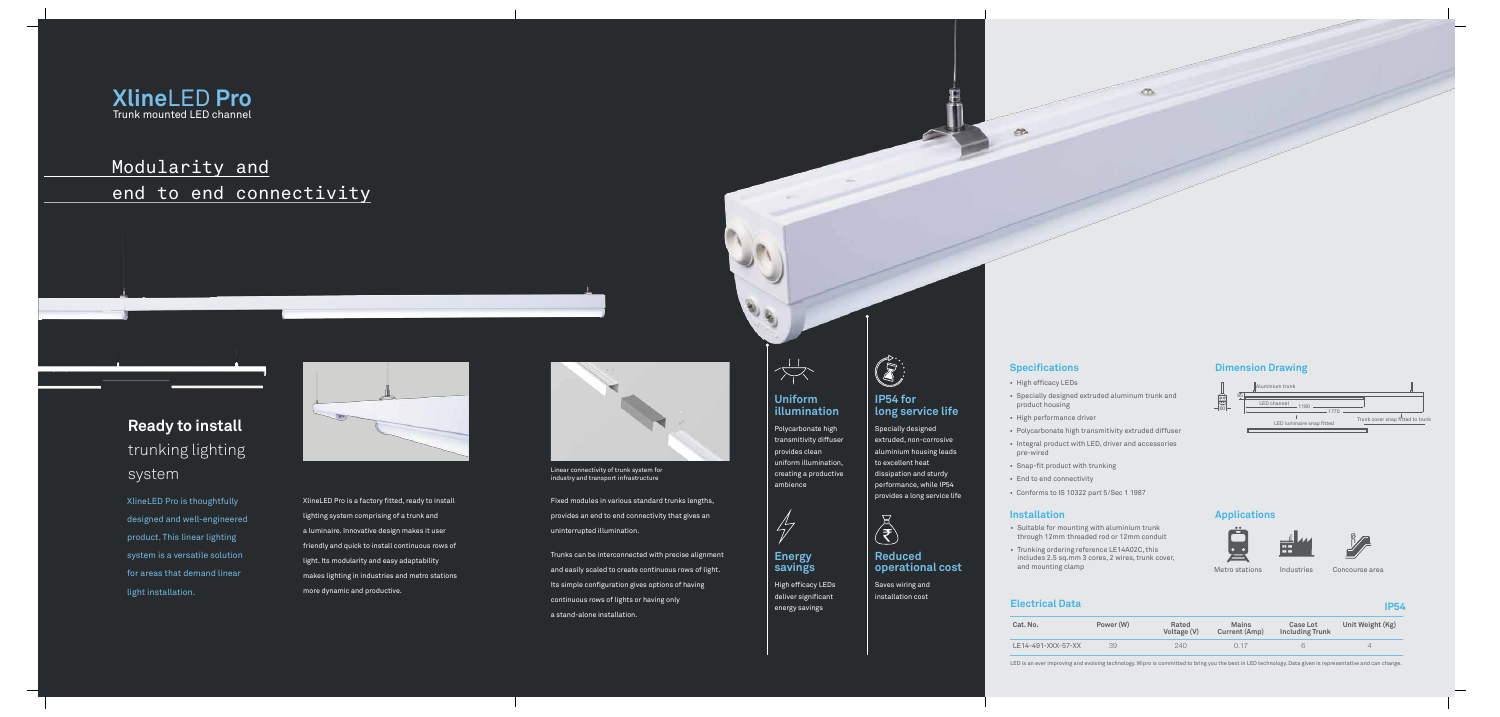# XlineLED Pro

Trunk mounted LED channel

## Modularity and end to end connectivity

## Ready to install

trunking lighting system

XlineLED Pro is thoughtfully designed and well-engineered product. This linear lighting system is a versatile solution for areas that demand linear light installation.

XlineLED Pro is a factory fitted, ready to install lighting system comprising of a trunk and a luminaire. Innovative design makes it user friendly and quick to install continuous rows of light. Its modularity and easy adaptability makes lighting in industries and metro stations more dynamic and productive.

Linear connectivity of trunk system for industry and transport infrastructure

Fixed modules in various standard trunks lengths, provides an end to end connectivity that gives an uninterrupted illumination.

Trunks can be interconnected with precise alignment and easily scaled to create continuous rows of light. Its simple configuration gives options of having continuous rows of lights or having only a stand-alone installation.

### Uniform illumination

Polycarbonate high transmitivity diffuser provides clean uniform illumination, creating a productive ambience

### IP54 for long service life

Specially designed extruded, non-corrosive aluminium housing leads to excellent heat dissipation and sturdy performance, while IP54 provides a long service life

### Energy savings

High efficacy LEDs deliver significant energy savings

### Reduced operational cost

Saves wiring and installation cost

### Specifications

- High efficacy LEDs
- Specially designed extruded aluminum trunk and product housing
- High performance driver
- Polycarbonate high transmitivity extruded diffuser
- Integral product with LED, driver and accessories pre-wired
- Snap-fit product with trunking
- End to end connectivity
- Conforms to IS 10322 part 5/Sec 1 1987

### Installation

- Suitable for mounting with aluminium trunk through 12mm threaded rod or 12mm conduit
- Trunking ordering reference LE14A02C, this includes 2.5 sq.mm 3 cores, 2 wires, trunk cover, and mounting clamp

### Dimension Drawing

Aluminium trunk

LED channel

1160

1170

LED luminaire snap fitted

Trunk cover snap fitted to trunk

### Applications

Metro stations

Industries

Concourse area

### Electrical Data

IP54

| Cat. No. | Power (W) | Rated Voltage (V) | Mains Current (Amp) | Case Lot Including Trunk | Unit Weight (Kg) |
|---|---|---|---|---|---|
| LE14-491-XXX-57-XX | 39 | 240 | 0.17 | 6 | 4 |

LED is an ever improving and evolving technology. Wipro is committed to bring you the best in LED technology. Data given is representative and can change.